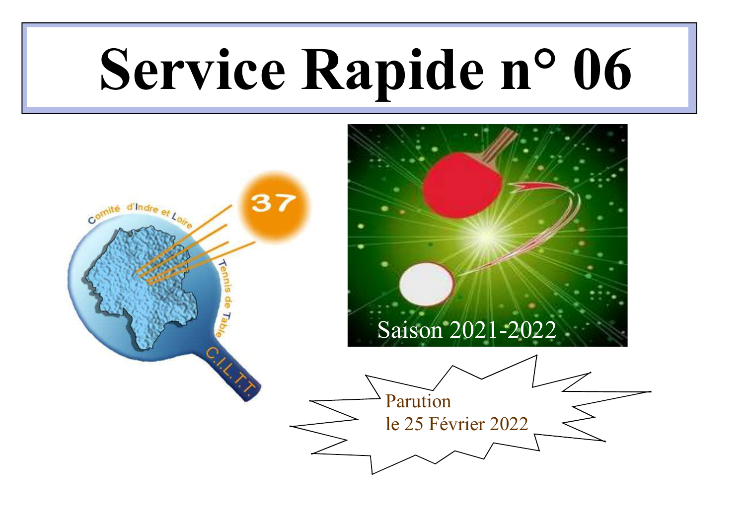# Service Rapide n° 06

Saison 2021-2022

Parution
le 25 Février 2022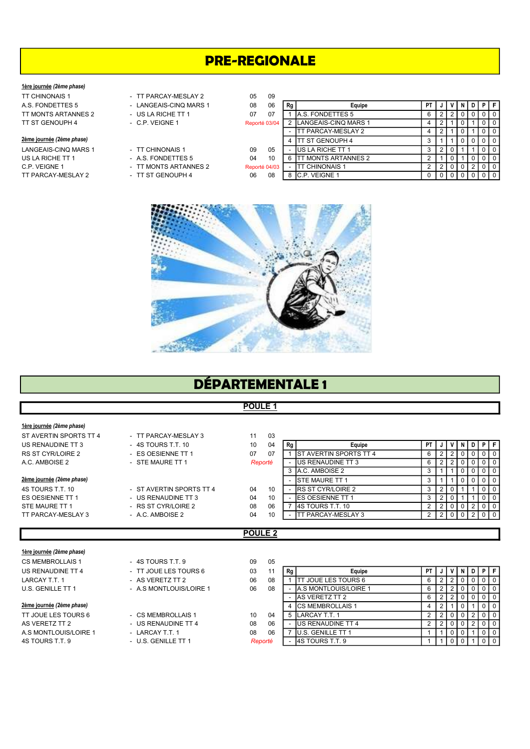# PRE-REGIONALE

**1ère journée** *(2ème phase)*

| | | | |
|---|---|---|---|
| TT CHINONAIS 1 | - TT PARCAY-MESLAY 2 | 05 | 09 |
| A.S. FONDETTES 5 | - LANGEAIS-CINQ MARS 1 | 08 | 06 |
| TT MONTS ARTANNES 2 | - US LA RICHE TT 1 | 07 | 07 |
| TT ST GENOUPH 4 | - C.P. VEIGNE 1 | Reporté 03/04 | |

**2ème journée** *(2ème phase)*

| | | | |
|---|---|---|---|
| LANGEAIS-CINQ MARS 1 | - TT CHINONAIS 1 | 09 | 05 |
| US LA RICHE TT 1 | - A.S. FONDETTES 5 | 04 | 10 |
| C.P. VEIGNE 1 | - TT MONTS ARTANNES 2 | Reporté 04/03 | |
| TT PARCAY-MESLAY 2 | - TT ST GENOUPH 4 | 06 | 08 |

| Rg | Equipe | PT | J | V | N | D | P | F |
|---|---|---|---|---|---|---|---|---|
| 1 | A.S. FONDETTES 5 | 6 | 2 | 2 | 0 | 0 | 0 | 0 |
| 2 | LANGEAIS-CINQ MARS 1 | 4 | 2 | 1 | 0 | 1 | 0 | 0 |
| - | TT PARCAY-MESLAY 2 | 4 | 2 | 1 | 0 | 1 | 0 | 0 |
| 4 | TT ST GENOUPH 4 | 3 | 1 | 1 | 0 | 0 | 0 | 0 |
| - | US LA RICHE TT 1 | 3 | 2 | 0 | 1 | 1 | 0 | 0 |
| 6 | TT MONTS ARTANNES 2 | 2 | 1 | 0 | 1 | 0 | 0 | 0 |
| - | TT CHINONAIS 1 | 2 | 2 | 0 | 0 | 2 | 0 | 0 |
| 8 | C.P. VEIGNE 1 | 0 | 0 | 0 | 0 | 0 | 0 | 0 |

# DÉPARTEMENTALE 1

## POULE 1

**1ère journée** *(2ème phase)*

| | | | |
|---|---|---|---|
| ST AVERTIN SPORTS TT 4 | - TT PARCAY-MESLAY 3 | 11 | 03 |
| US RENAUDINE TT 3 | - 4S TOURS T.T. 10 | 10 | 04 |
| RS ST CYR/LOIRE 2 | - ES OESIENNE TT 1 | 07 | 07 |
| A.C. AMBOISE 2 | - STE MAURE TT 1 | *Reporté* | |

**2ème journée** *(2ème phase)*

| | | | |
|---|---|---|---|
| 4S TOURS T.T. 10 | - ST AVERTIN SPORTS TT 4 | 04 | 10 |
| ES OESIENNE TT 1 | - US RENAUDINE TT 3 | 04 | 10 |
| STE MAURE TT 1 | - RS ST CYR/LOIRE 2 | 08 | 06 |
| TT PARCAY-MESLAY 3 | - A.C. AMBOISE 2 | 04 | 10 |

| Rg | Equipe | PT | J | V | N | D | P | F |
|---|---|---|---|---|---|---|---|---|
| 1 | ST AVERTIN SPORTS TT 4 | 6 | 2 | 2 | 0 | 0 | 0 | 0 |
| - | US RENAUDINE TT 3 | 6 | 2 | 2 | 0 | 0 | 0 | 0 |
| 3 | A.C. AMBOISE 2 | 3 | 1 | 1 | 0 | 0 | 0 | 0 |
| - | STE MAURE TT 1 | 3 | 1 | 1 | 0 | 0 | 0 | 0 |
| - | RS ST CYR/LOIRE 2 | 3 | 2 | 0 | 1 | 1 | 0 | 0 |
| - | ES OESIENNE TT 1 | 3 | 2 | 0 | 1 | 1 | 0 | 0 |
| 7 | 4S TOURS T.T. 10 | 2 | 2 | 0 | 0 | 2 | 0 | 0 |
| - | TT PARCAY-MESLAY 3 | 2 | 2 | 0 | 0 | 2 | 0 | 0 |

## POULE 2

**1ère journée** *(2ème phase)*

| | | | |
|---|---|---|---|
| CS MEMBROLLAIS 1 | - 4S TOURS T.T. 9 | 09 | 05 |
| US RENAUDINE TT 4 | - TT JOUE LES TOURS 6 | 03 | 11 |
| LARCAY T.T. 1 | - AS VERETZ TT 2 | 06 | 08 |
| U.S. GENILLE TT 1 | - A.S MONTLOUIS/LOIRE 1 | 06 | 08 |

**2ème journée** *(2ème phase)*

| | | | |
|---|---|---|---|
| TT JOUE LES TOURS 6 | - CS MEMBROLLAIS 1 | 10 | 04 |
| AS VERETZ TT 2 | - US RENAUDINE TT 4 | 08 | 06 |
| A.S MONTLOUIS/LOIRE 1 | - LARCAY T.T. 1 | 08 | 06 |
| 4S TOURS T.T. 9 | - U.S. GENILLE TT 1 | *Reporté* | |

| Rg | Equipe | PT | J | V | N | D | P | F |
|---|---|---|---|---|---|---|---|---|
| 1 | TT JOUE LES TOURS 6 | 6 | 2 | 2 | 0 | 0 | 0 | 0 |
| - | A.S MONTLOUIS/LOIRE 1 | 6 | 2 | 2 | 0 | 0 | 0 | 0 |
| - | AS VERETZ TT 2 | 6 | 2 | 2 | 0 | 0 | 0 | 0 |
| 4 | CS MEMBROLLAIS 1 | 4 | 2 | 1 | 0 | 1 | 0 | 0 |
| 5 | LARCAY T.T. 1 | 2 | 2 | 0 | 0 | 2 | 0 | 0 |
| - | US RENAUDINE TT 4 | 2 | 2 | 0 | 0 | 2 | 0 | 0 |
| 7 | U.S. GENILLE TT 1 | 1 | 1 | 0 | 0 | 1 | 0 | 0 |
| - | 4S TOURS T.T. 9 | 1 | 1 | 0 | 0 | 1 | 0 | 0 |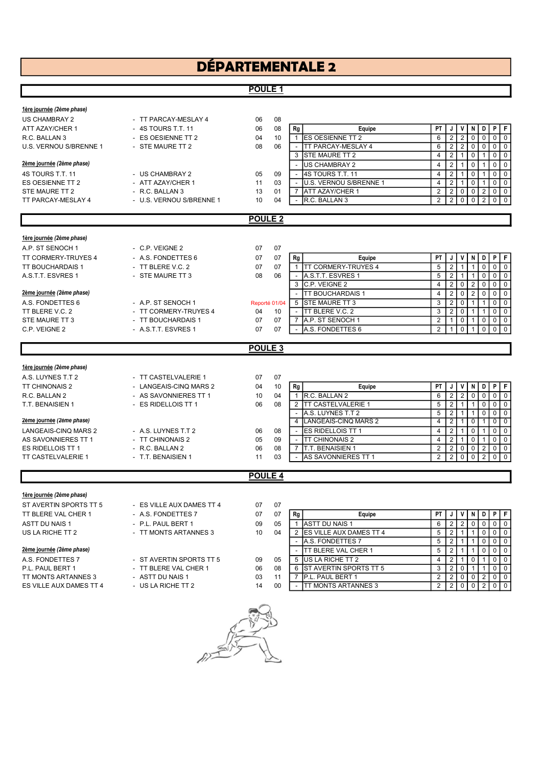# DÉPARTEMENTALE 2

## POULE 1

**1ère journée** *(2ème phase)*

| | | | |
|---|---|---|---|
| US CHAMBRAY 2 | - TT PARCAY-MESLAY 4 | 06 | 08 |
| ATT AZAY/CHER 1 | - 4S TOURS T.T. 11 | 06 | 08 |
| R.C. BALLAN 3 | - ES OESIENNE TT 2 | 04 | 10 |
| U.S. VERNOU S/BRENNE 1 | - STE MAURE TT 2 | 08 | 06 |

**2ème journée** *(2ème phase)*

| | | | |
|---|---|---|---|
| 4S TOURS T.T. 11 | - US CHAMBRAY 2 | 05 | 09 |
| ES OESIENNE TT 2 | - ATT AZAY/CHER 1 | 11 | 03 |
| STE MAURE TT 2 | - R.C. BALLAN 3 | 13 | 01 |
| TT PARCAY-MESLAY 4 | - U.S. VERNOU S/BRENNE 1 | 10 | 04 |

| Rg | Equipe | PT | J | V | N | D | P | F |
|---|---|---|---|---|---|---|---|---|
| 1 | ES OESIENNE TT 2 | 6 | 2 | 2 | 0 | 0 | 0 | 0 |
| - | TT PARCAY-MESLAY 4 | 6 | 2 | 2 | 0 | 0 | 0 | 0 |
| 3 | STE MAURE TT 2 | 4 | 2 | 1 | 0 | 1 | 0 | 0 |
| - | US CHAMBRAY 2 | 4 | 2 | 1 | 0 | 1 | 0 | 0 |
| - | 4S TOURS T.T. 11 | 4 | 2 | 1 | 0 | 1 | 0 | 0 |
| - | U.S. VERNOU S/BRENNE 1 | 4 | 2 | 1 | 0 | 1 | 0 | 0 |
| 7 | ATT AZAY/CHER 1 | 2 | 2 | 0 | 0 | 2 | 0 | 0 |
| - | R.C. BALLAN 3 | 2 | 2 | 0 | 0 | 2 | 0 | 0 |

## POULE 2

**1ère journée** *(2ème phase)*

| | | | |
|---|---|---|---|
| A.P. ST SENOCH 1 | - C.P. VEIGNE 2 | 07 | 07 |
| TT CORMERY-TRUYES 4 | - A.S. FONDETTES 6 | 07 | 07 |
| TT BOUCHARDAIS 1 | - TT BLERE V.C. 2 | 07 | 07 |
| A.S.T.T. ESVRES 1 | - STE MAURE TT 3 | 08 | 06 |

**2ème journée** *(2ème phase)*

| | | | |
|---|---|---|---|
| A.S. FONDETTES 6 | - A.P. ST SENOCH 1 | Reporté 01/04 | |
| TT BLERE V.C. 2 | - TT CORMERY-TRUYES 4 | 04 | 10 |
| STE MAURE TT 3 | - TT BOUCHARDAIS 1 | 07 | 07 |
| C.P. VEIGNE 2 | - A.S.T.T. ESVRES 1 | 07 | 07 |

| Rg | Equipe | PT | J | V | N | D | P | F |
|---|---|---|---|---|---|---|---|---|
| 1 | TT CORMERY-TRUYES 4 | 5 | 2 | 1 | 1 | 0 | 0 | 0 |
| - | A.S.T.T. ESVRES 1 | 5 | 2 | 1 | 1 | 0 | 0 | 0 |
| 3 | C.P. VEIGNE 2 | 4 | 2 | 0 | 2 | 0 | 0 | 0 |
| - | TT BOUCHARDAIS 1 | 4 | 2 | 0 | 2 | 0 | 0 | 0 |
| 5 | STE MAURE TT 3 | 3 | 2 | 0 | 1 | 1 | 0 | 0 |
| - | TT BLERE V.C. 2 | 3 | 2 | 0 | 1 | 1 | 0 | 0 |
| 7 | A.P. ST SENOCH 1 | 2 | 1 | 0 | 1 | 0 | 0 | 0 |
| - | A.S. FONDETTES 6 | 2 | 1 | 0 | 1 | 0 | 0 | 0 |

## POULE 3

**1ère journée** *(2ème phase)*

| | | | |
|---|---|---|---|
| A.S. LUYNES T.T 2 | - TT CASTELVALERIE 1 | 07 | 07 |
| TT CHINONAIS 2 | - LANGEAIS-CINQ MARS 2 | 04 | 10 |
| R.C. BALLAN 2 | - AS SAVONNIERES TT 1 | 10 | 04 |
| T.T. BENAISIEN 1 | - ES RIDELLOIS TT 1 | 06 | 08 |

**2ème journée** *(2ème phase)*

| | | | |
|---|---|---|---|
| LANGEAIS-CINQ MARS 2 | - A.S. LUYNES T.T 2 | 06 | 08 |
| AS SAVONNIERES TT 1 | - TT CHINONAIS 2 | 05 | 09 |
| ES RIDELLOIS TT 1 | - R.C. BALLAN 2 | 06 | 08 |
| TT CASTELVALERIE 1 | - T.T. BENAISIEN 1 | 11 | 03 |

| Rg | Equipe | PT | J | V | N | D | P | F |
|---|---|---|---|---|---|---|---|---|
| 1 | R.C. BALLAN 2 | 6 | 2 | 2 | 0 | 0 | 0 | 0 |
| 2 | TT CASTELVALERIE 1 | 5 | 2 | 1 | 1 | 0 | 0 | 0 |
| - | A.S. LUYNES T.T 2 | 5 | 2 | 1 | 1 | 0 | 0 | 0 |
| 4 | LANGEAIS-CINQ MARS 2 | 4 | 2 | 1 | 0 | 1 | 0 | 0 |
| - | ES RIDELLOIS TT 1 | 4 | 2 | 1 | 0 | 1 | 0 | 0 |
| - | TT CHINONAIS 2 | 4 | 2 | 1 | 0 | 1 | 0 | 0 |
| 7 | T.T. BENAISIEN 1 | 2 | 2 | 0 | 0 | 2 | 0 | 0 |
| - | AS SAVONNIERES TT 1 | 2 | 2 | 0 | 0 | 2 | 0 | 0 |

## POULE 4

**1ère journée** *(2ème phase)*

| | | | |
|---|---|---|---|
| ST AVERTIN SPORTS TT 5 | - ES VILLE AUX DAMES TT 4 | 07 | 07 |
| TT BLERE VAL CHER 1 | - A.S. FONDETTES 7 | 07 | 07 |
| ASTT DU NAIS 1 | - P.L. PAUL BERT 1 | 09 | 05 |
| US LA RICHE TT 2 | - TT MONTS ARTANNES 3 | 10 | 04 |

**2ème journée** *(2ème phase)*

| | | | |
|---|---|---|---|
| A.S. FONDETTES 7 | - ST AVERTIN SPORTS TT 5 | 09 | 05 |
| P.L. PAUL BERT 1 | - TT BLERE VAL CHER 1 | 06 | 08 |
| TT MONTS ARTANNES 3 | - ASTT DU NAIS 1 | 03 | 11 |
| ES VILLE AUX DAMES TT 4 | - US LA RICHE TT 2 | 14 | 00 |

| Rg | Equipe | PT | J | V | N | D | P | F |
|---|---|---|---|---|---|---|---|---|
| 1 | ASTT DU NAIS 1 | 6 | 2 | 2 | 0 | 0 | 0 | 0 |
| 2 | ES VILLE AUX DAMES TT 4 | 5 | 2 | 1 | 1 | 0 | 0 | 0 |
| - | A.S. FONDETTES 7 | 5 | 2 | 1 | 1 | 0 | 0 | 0 |
| - | TT BLERE VAL CHER 1 | 5 | 2 | 1 | 1 | 0 | 0 | 0 |
| 5 | US LA RICHE TT 2 | 4 | 2 | 1 | 0 | 1 | 0 | 0 |
| 6 | ST AVERTIN SPORTS TT 5 | 3 | 2 | 0 | 1 | 1 | 0 | 0 |
| 7 | P.L. PAUL BERT 1 | 2 | 2 | 0 | 0 | 2 | 0 | 0 |
| - | TT MONTS ARTANNES 3 | 2 | 2 | 0 | 0 | 2 | 0 | 0 |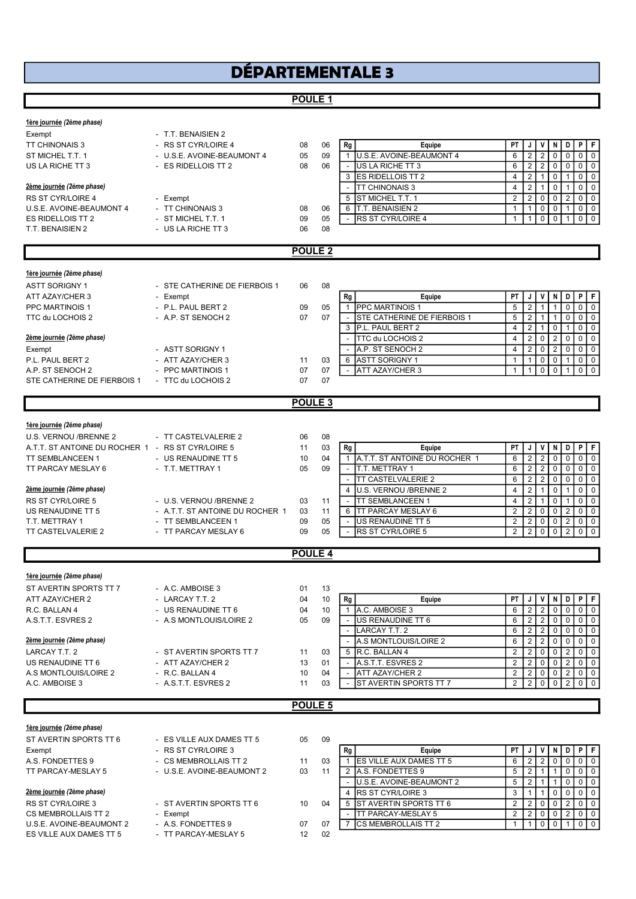# DÉPARTEMENTALE 3

## POULE 1

**1ère journée** *(2ème phase)*

| | | | |
|---|---|---|---|
| Exempt | - T.T. BENAISIEN 2 | | |
| TT CHINONAIS 3 | - RS ST CYR/LOIRE 4 | 08 | 06 |
| ST MICHEL T.T. 1 | - U.S.E. AVOINE-BEAUMONT 4 | 05 | 09 |
| US LA RICHE TT 3 | - ES RIDELLOIS TT 2 | 08 | 06 |

**2ème journée** *(2ème phase)*

| | | | |
|---|---|---|---|
| RS ST CYR/LOIRE 4 | - Exempt | | |
| U.S.E. AVOINE-BEAUMONT 4 | - TT CHINONAIS 3 | 08 | 06 |
| ES RIDELLOIS TT 2 | - ST MICHEL T.T. 1 | 09 | 05 |
| T.T. BENAISIEN 2 | - US LA RICHE TT 3 | 06 | 08 |

| Rg | Equipe | PT | J | V | N | D | P | F |
|---|---|---|---|---|---|---|---|---|
| 1 | U.S.E. AVOINE-BEAUMONT 4 | 6 | 2 | 2 | 0 | 0 | 0 | 0 |
| - | US LA RICHE TT 3 | 6 | 2 | 2 | 0 | 0 | 0 | 0 |
| 3 | ES RIDELLOIS TT 2 | 4 | 2 | 1 | 0 | 1 | 0 | 0 |
| - | TT CHINONAIS 3 | 4 | 2 | 1 | 0 | 1 | 0 | 0 |
| 5 | ST MICHEL T.T. 1 | 2 | 2 | 0 | 0 | 2 | 0 | 0 |
| 6 | T.T. BENAISIEN 2 | 1 | 1 | 0 | 0 | 1 | 0 | 0 |
| - | RS ST CYR/LOIRE 4 | 1 | 1 | 0 | 0 | 1 | 0 | 0 |

## POULE 2

**1ère journée** *(2ème phase)*

| | | | |
|---|---|---|---|
| ASTT SORIGNY 1 | - STE CATHERINE DE FIERBOIS 1 | 06 | 08 |
| ATT AZAY/CHER 3 | - Exempt | | |
| PPC MARTINOIS 1 | - P.L. PAUL BERT 2 | 09 | 05 |
| TTC du LOCHOIS 2 | - A.P. ST SENOCH 2 | 07 | 07 |

**2ème journée** *(2ème phase)*

| | | | |
|---|---|---|---|
| Exempt | - ASTT SORIGNY 1 | | |
| P.L. PAUL BERT 2 | - ATT AZAY/CHER 3 | 11 | 03 |
| A.P. ST SENOCH 2 | - PPC MARTINOIS 1 | 07 | 07 |
| STE CATHERINE DE FIERBOIS 1 | - TTC du LOCHOIS 2 | 07 | 07 |

| Rg | Equipe | PT | J | V | N | D | P | F |
|---|---|---|---|---|---|---|---|---|
| 1 | PPC MARTINOIS 1 | 5 | 2 | 1 | 1 | 0 | 0 | 0 |
| - | STE CATHERINE DE FIERBOIS 1 | 5 | 2 | 1 | 1 | 0 | 0 | 0 |
| 3 | P.L. PAUL BERT 2 | 4 | 2 | 1 | 0 | 1 | 0 | 0 |
| - | TTC du LOCHOIS 2 | 4 | 2 | 0 | 2 | 0 | 0 | 0 |
| - | A.P. ST SENOCH 2 | 4 | 2 | 0 | 2 | 0 | 0 | 0 |
| 6 | ASTT SORIGNY 1 | 1 | 1 | 0 | 0 | 1 | 0 | 0 |
| - | ATT AZAY/CHER 3 | 1 | 1 | 0 | 0 | 1 | 0 | 0 |

## POULE 3

**1ère journée** *(2ème phase)*

| | | | |
|---|---|---|---|
| U.S. VERNOU /BRENNE 2 | - TT CASTELVALERIE 2 | 06 | 08 |
| A.T.T. ST ANTOINE DU ROCHER 1 | - RS ST CYR/LOIRE 5 | 11 | 03 |
| TT SEMBLANCEEN 1 | - US RENAUDINE TT 5 | 10 | 04 |
| TT PARCAY MESLAY 6 | - T.T. METTRAY 1 | 05 | 09 |

**2ème journée** *(2ème phase)*

| | | | |
|---|---|---|---|
| RS ST CYR/LOIRE 5 | - U.S. VERNOU /BRENNE 2 | 03 | 11 |
| US RENAUDINE TT 5 | - A.T.T. ST ANTOINE DU ROCHER 1 | 03 | 11 |
| T.T. METTRAY 1 | - TT SEMBLANCEEN 1 | 09 | 05 |
| TT CASTELVALERIE 2 | - TT PARCAY MESLAY 6 | 09 | 05 |

| Rg | Equipe | PT | J | V | N | D | P | F |
|---|---|---|---|---|---|---|---|---|
| 1 | A.T.T. ST ANTOINE DU ROCHER 1 | 6 | 2 | 2 | 0 | 0 | 0 | 0 |
| - | T.T. METTRAY 1 | 6 | 2 | 2 | 0 | 0 | 0 | 0 |
| - | TT CASTELVALERIE 2 | 6 | 2 | 2 | 0 | 0 | 0 | 0 |
| - | U.S. VERNOU /BRENNE 2 | 4 | 2 | 1 | 0 | 1 | 0 | 0 |
| - | TT SEMBLANCEEN 1 | 4 | 2 | 1 | 0 | 1 | 0 | 0 |
| 6 | TT PARCAY MESLAY 6 | 2 | 2 | 0 | 0 | 2 | 0 | 0 |
| - | US RENAUDINE TT 5 | 2 | 2 | 0 | 0 | 2 | 0 | 0 |
| - | RS ST CYR/LOIRE 5 | 2 | 2 | 0 | 0 | 2 | 0 | 0 |

## POULE 4

**1ère journée** *(2ème phase)*

| | | | |
|---|---|---|---|
| ST AVERTIN SPORTS TT 7 | - A.C. AMBOISE 3 | 01 | 13 |
| ATT AZAY/CHER 2 | - LARCAY T.T. 2 | 04 | 10 |
| R.C. BALLAN 4 | - US RENAUDINE TT 6 | 04 | 10 |
| A.S.T.T. ESVRES 2 | - A.S MONTLOUIS/LOIRE 2 | 05 | 09 |

**2ème journée** *(2ème phase)*

| | | | |
|---|---|---|---|
| LARCAY T.T. 2 | - ST AVERTIN SPORTS TT 7 | 11 | 03 |
| US RENAUDINE TT 6 | - ATT AZAY/CHER 2 | 13 | 01 |
| A.S MONTLOUIS/LOIRE 2 | - R.C. BALLAN 4 | 10 | 04 |
| A.C. AMBOISE 3 | - A.S.T.T. ESVRES 2 | 11 | 03 |

| Rg | Equipe | PT | J | V | N | D | P | F |
|---|---|---|---|---|---|---|---|---|
| 1 | A.C. AMBOISE 3 | 6 | 2 | 2 | 0 | 0 | 0 | 0 |
| - | US RENAUDINE TT 6 | 6 | 2 | 2 | 0 | 0 | 0 | 0 |
| - | LARCAY T.T. 2 | 6 | 2 | 2 | 0 | 0 | 0 | 0 |
| - | A.S MONTLOUIS/LOIRE 2 | 6 | 2 | 2 | 0 | 0 | 0 | 0 |
| 5 | R.C. BALLAN 4 | 2 | 2 | 0 | 0 | 2 | 0 | 0 |
| - | A.S.T.T. ESVRES 2 | 2 | 2 | 0 | 0 | 2 | 0 | 0 |
| - | ATT AZAY/CHER 2 | 2 | 2 | 0 | 0 | 2 | 0 | 0 |
| - | ST AVERTIN SPORTS TT 7 | 2 | 2 | 0 | 0 | 2 | 0 | 0 |

## POULE 5

**1ère journée** *(2ème phase)*

| | | | |
|---|---|---|---|
| ST AVERTIN SPORTS TT 6 | - ES VILLE AUX DAMES TT 5 | 05 | 09 |
| Exempt | - RS ST CYR/LOIRE 3 | | |
| A.S. FONDETTES 9 | - CS MEMBROLLAIS TT 2 | 11 | 03 |
| TT PARCAY-MESLAY 5 | - U.S.E. AVOINE-BEAUMONT 2 | 03 | 11 |

**2ème journée** *(2ème phase)*

| | | | |
|---|---|---|---|
| RS ST CYR/LOIRE 3 | - ST AVERTIN SPORTS TT 6 | 10 | 04 |
| CS MEMBROLLAIS TT 2 | - Exempt | | |
| U.S.E. AVOINE-BEAUMONT 2 | - A.S. FONDETTES 9 | 07 | 07 |
| ES VILLE AUX DAMES TT 5 | - TT PARCAY-MESLAY 5 | 12 | 02 |

| Rg | Equipe | PT | J | V | N | D | P | F |
|---|---|---|---|---|---|---|---|---|
| 1 | ES VILLE AUX DAMES TT 5 | 6 | 2 | 2 | 0 | 0 | 0 | 0 |
| 2 | A.S. FONDETTES 9 | 5 | 2 | 1 | 1 | 0 | 0 | 0 |
| - | U.S.E. AVOINE-BEAUMONT 2 | 5 | 2 | 1 | 1 | 0 | 0 | 0 |
| 4 | RS ST CYR/LOIRE 3 | 3 | 1 | 1 | 0 | 0 | 0 | 0 |
| 5 | ST AVERTIN SPORTS TT 6 | 2 | 2 | 0 | 0 | 2 | 0 | 0 |
| - | TT PARCAY-MESLAY 5 | 2 | 2 | 0 | 0 | 2 | 0 | 0 |
| 7 | CS MEMBROLLAIS TT 2 | 1 | 1 | 0 | 0 | 1 | 0 | 0 |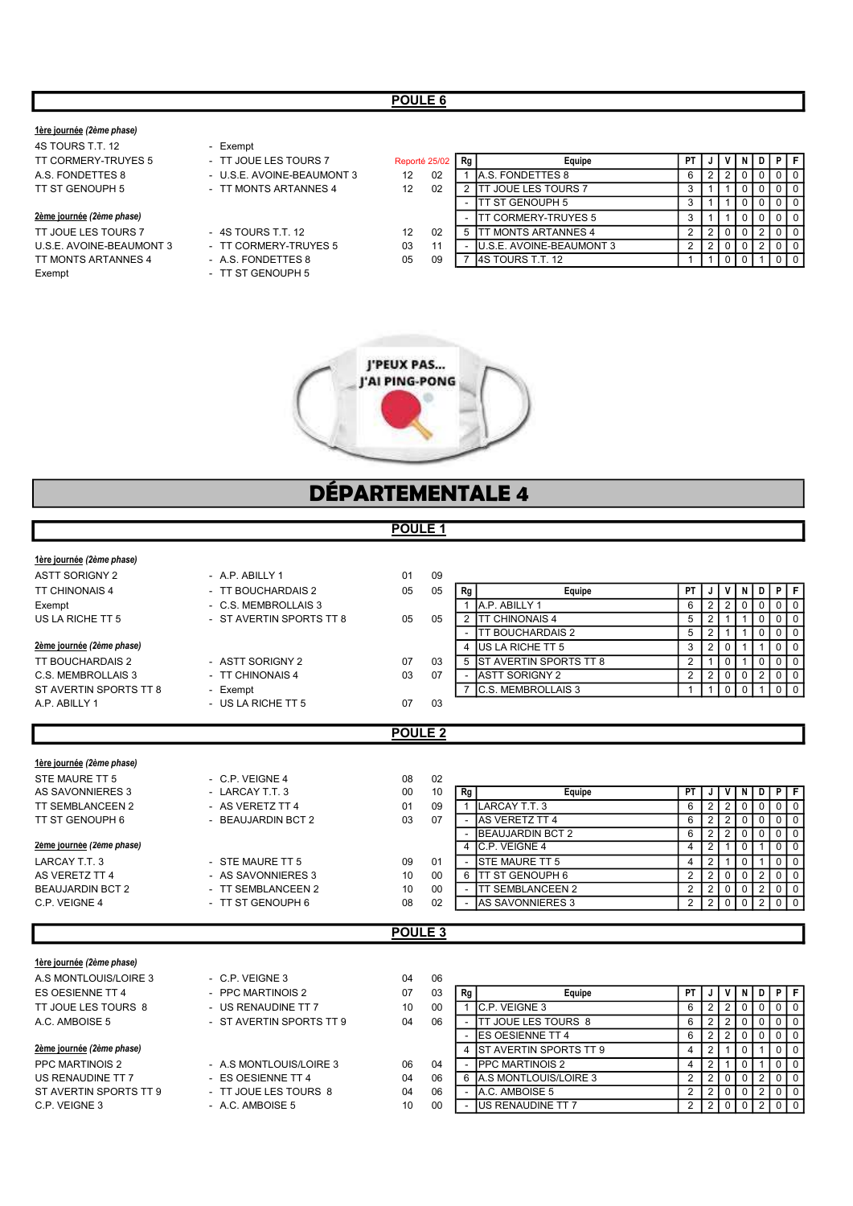## POULE 6

***1ère journée** (2ème phase)*

| | | | |
|---|---|---|---|
| 4S TOURS T.T. 12 | - Exempt | | |
| TT CORMERY-TRUYES 5 | - TT JOUE LES TOURS 7 | Reporté 25/02 | |
| A.S. FONDETTES 8 | - U.S.E. AVOINE-BEAUMONT 3 | 12 | 02 |
| TT ST GENOUPH 5 | - TT MONTS ARTANNES 4 | 12 | 02 |

***2ème journée** (2ème phase)*

| | | | |
|---|---|---|---|
| TT JOUE LES TOURS 7 | - 4S TOURS T.T. 12 | 12 | 02 |
| U.S.E. AVOINE-BEAUMONT 3 | - TT CORMERY-TRUYES 5 | 03 | 11 |
| TT MONTS ARTANNES 4 | - A.S. FONDETTES 8 | 05 | 09 |
| Exempt | - TT ST GENOUPH 5 | | |

| Rg | Equipe | PT | J | V | N | D | P | F |
|---|---|---|---|---|---|---|---|---|
| 1 | A.S. FONDETTES 8 | 6 | 2 | 2 | 0 | 0 | 0 | 0 |
| 2 | TT JOUE LES TOURS 7 | 3 | 1 | 1 | 0 | 0 | 0 | 0 |
| - | TT ST GENOUPH 5 | 3 | 1 | 1 | 0 | 0 | 0 | 0 |
| - | TT CORMERY-TRUYES 5 | 3 | 1 | 1 | 0 | 0 | 0 | 0 |
| 5 | TT MONTS ARTANNES 4 | 2 | 2 | 0 | 0 | 2 | 0 | 0 |
| - | U.S.E. AVOINE-BEAUMONT 3 | 2 | 2 | 0 | 0 | 2 | 0 | 0 |
| 7 | 4S TOURS T.T. 12 | 1 | 1 | 0 | 0 | 1 | 0 | 0 |

# DÉPARTEMENTALE 4

## POULE 1

***1ère journée** (2ème phase)*

| | | | |
|---|---|---|---|
| ASTT SORIGNY 2 | - A.P. ABILLY 1 | 01 | 09 |
| TT CHINONAIS 4 | - TT BOUCHARDAIS 2 | 05 | 05 |
| Exempt | - C.S. MEMBROLLAIS 3 | | |
| US LA RICHE TT 5 | - ST AVERTIN SPORTS TT 8 | 05 | 05 |

***2ème journée** (2ème phase)*

| | | | |
|---|---|---|---|
| TT BOUCHARDAIS 2 | - ASTT SORIGNY 2 | 07 | 03 |
| C.S. MEMBROLLAIS 3 | - TT CHINONAIS 4 | 03 | 07 |
| ST AVERTIN SPORTS TT 8 | - Exempt | | |
| A.P. ABILLY 1 | - US LA RICHE TT 5 | 07 | 03 |

| Rg | Equipe | PT | J | V | N | D | P | F |
|---|---|---|---|---|---|---|---|---|
| 1 | A.P. ABILLY 1 | 6 | 2 | 2 | 0 | 0 | 0 | 0 |
| 2 | TT CHINONAIS 4 | 5 | 2 | 1 | 1 | 0 | 0 | 0 |
| - | TT BOUCHARDAIS 2 | 5 | 2 | 1 | 1 | 0 | 0 | 0 |
| 4 | US LA RICHE TT 5 | 3 | 2 | 0 | 1 | 1 | 0 | 0 |
| 5 | ST AVERTIN SPORTS TT 8 | 2 | 1 | 0 | 1 | 0 | 0 | 0 |
| - | ASTT SORIGNY 2 | 2 | 2 | 0 | 0 | 2 | 0 | 0 |
| 7 | C.S. MEMBROLLAIS 3 | 1 | 1 | 0 | 0 | 1 | 0 | 0 |

## POULE 2

***1ère journée** (2ème phase)*

| | | | |
|---|---|---|---|
| STE MAURE TT 5 | - C.P. VEIGNE 4 | 08 | 02 |
| AS SAVONNIERES 3 | - LARCAY T.T. 3 | 00 | 10 |
| TT SEMBLANCEEN 2 | - AS VERETZ TT 4 | 01 | 09 |
| TT ST GENOUPH 6 | - BEAUJARDIN BCT 2 | 03 | 07 |

***2ème journée** (2ème phase)*

| | | | |
|---|---|---|---|
| LARCAY T.T. 3 | - STE MAURE TT 5 | 09 | 01 |
| AS VERETZ TT 4 | - AS SAVONNIERES 3 | 10 | 00 |
| BEAUJARDIN BCT 2 | - TT SEMBLANCEEN 2 | 10 | 00 |
| C.P. VEIGNE 4 | - TT ST GENOUPH 6 | 08 | 02 |

| Rg | Equipe | PT | J | V | N | D | P | F |
|---|---|---|---|---|---|---|---|---|
| 1 | LARCAY T.T. 3 | 6 | 2 | 2 | 0 | 0 | 0 | 0 |
| - | AS VERETZ TT 4 | 6 | 2 | 2 | 0 | 0 | 0 | 0 |
| - | BEAUJARDIN BCT 2 | 6 | 2 | 2 | 0 | 0 | 0 | 0 |
| 4 | C.P. VEIGNE 4 | 4 | 2 | 1 | 0 | 1 | 0 | 0 |
| - | STE MAURE TT 5 | 4 | 2 | 1 | 0 | 1 | 0 | 0 |
| 6 | TT ST GENOUPH 6 | 2 | 2 | 0 | 0 | 2 | 0 | 0 |
| - | TT SEMBLANCEEN 2 | 2 | 2 | 0 | 0 | 2 | 0 | 0 |
| - | AS SAVONNIERES 3 | 2 | 2 | 0 | 0 | 2 | 0 | 0 |

## POULE 3

***1ère journée** (2ème phase)*

| | | | |
|---|---|---|---|
| A.S MONTLOUIS/LOIRE 3 | - C.P. VEIGNE 3 | 04 | 06 |
| ES OESIENNE TT 4 | - PPC MARTINOIS 2 | 07 | 03 |
| TT JOUE LES TOURS 8 | - US RENAUDINE TT 7 | 10 | 00 |
| A.C. AMBOISE 5 | - ST AVERTIN SPORTS TT 9 | 04 | 06 |

***2ème journée** (2ème phase)*

| | | | |
|---|---|---|---|
| PPC MARTINOIS 2 | - A.S MONTLOUIS/LOIRE 3 | 06 | 04 |
| US RENAUDINE TT 7 | - ES OESIENNE TT 4 | 04 | 06 |
| ST AVERTIN SPORTS TT 9 | - TT JOUE LES TOURS 8 | 04 | 06 |
| C.P. VEIGNE 3 | - A.C. AMBOISE 5 | 10 | 00 |

| Rg | Equipe | PT | J | V | N | D | P | F |
|---|---|---|---|---|---|---|---|---|
| 1 | C.P. VEIGNE 3 | 6 | 2 | 2 | 0 | 0 | 0 | 0 |
| - | TT JOUE LES TOURS 8 | 6 | 2 | 2 | 0 | 0 | 0 | 0 |
| - | ES OESIENNE TT 4 | 6 | 2 | 2 | 0 | 0 | 0 | 0 |
| 4 | ST AVERTIN SPORTS TT 9 | 4 | 2 | 1 | 0 | 1 | 0 | 0 |
| - | PPC MARTINOIS 2 | 4 | 2 | 1 | 0 | 1 | 0 | 0 |
| 6 | A.S MONTLOUIS/LOIRE 3 | 2 | 2 | 0 | 0 | 2 | 0 | 0 |
| - | A.C. AMBOISE 5 | 2 | 2 | 0 | 0 | 2 | 0 | 0 |
| - | US RENAUDINE TT 7 | 2 | 2 | 0 | 0 | 2 | 0 | 0 |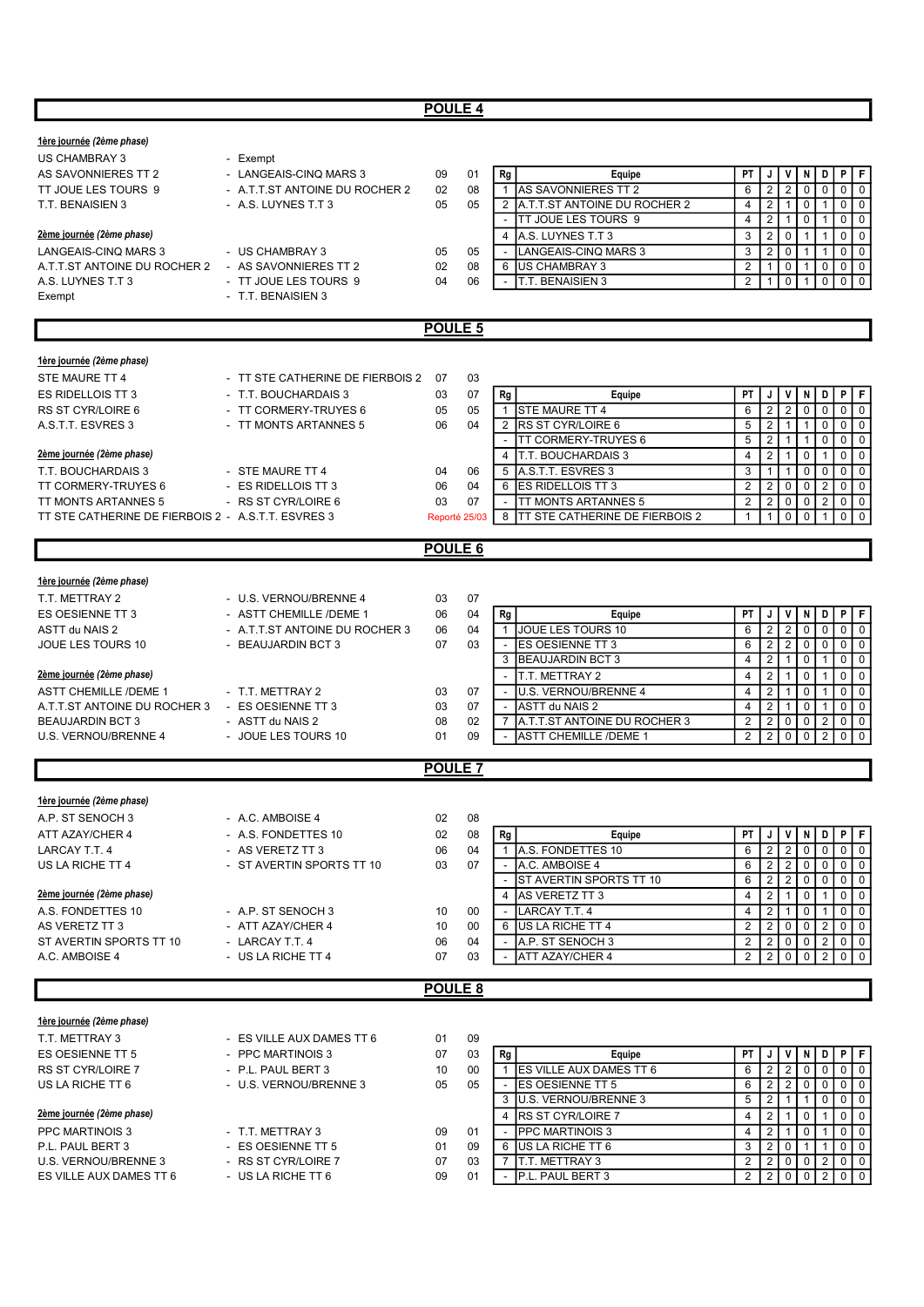## POULE 4

__1ère journée__ *(2ème phase)*

| | | | |
|---|---|---|---|
| US CHAMBRAY 3 | - Exempt | | |
| AS SAVONNIERES TT 2 | - LANGEAIS-CINQ MARS 3 | 09 | 01 |
| TT JOUE LES TOURS 9 | - A.T.T.ST ANTOINE DU ROCHER 2 | 02 | 08 |
| T.T. BENAISIEN 3 | - A.S. LUYNES T.T 3 | 05 | 05 |

__2ème journée__ *(2ème phase)*

| | | | |
|---|---|---|---|
| LANGEAIS-CINQ MARS 3 | - US CHAMBRAY 3 | 05 | 05 |
| A.T.T.ST ANTOINE DU ROCHER 2 | - AS SAVONNIERES TT 2 | 02 | 08 |
| A.S. LUYNES T.T 3 | - TT JOUE LES TOURS 9 | 04 | 06 |
| Exempt | - T.T. BENAISIEN 3 | | |

| Rg | Equipe | PT | J | V | N | D | P | F |
|---|---|---|---|---|---|---|---|---|
| 1 | AS SAVONNIERES TT 2 | 6 | 2 | 2 | 0 | 0 | 0 | 0 |
| 2 | A.T.T.ST ANTOINE DU ROCHER 2 | 4 | 2 | 1 | 0 | 1 | 0 | 0 |
| - | TT JOUE LES TOURS 9 | 4 | 2 | 1 | 0 | 1 | 0 | 0 |
| 4 | A.S. LUYNES T.T 3 | 3 | 2 | 0 | 1 | 1 | 0 | 0 |
| - | LANGEAIS-CINQ MARS 3 | 3 | 2 | 0 | 1 | 1 | 0 | 0 |
| 6 | US CHAMBRAY 3 | 2 | 1 | 0 | 1 | 0 | 0 | 0 |
| - | T.T. BENAISIEN 3 | 2 | 1 | 0 | 1 | 0 | 0 | 0 |

## POULE 5

__1ère journée__ *(2ème phase)*

| | | | |
|---|---|---|---|
| STE MAURE TT 4 | - TT STE CATHERINE DE FIERBOIS 2 | 07 | 03 |
| ES RIDELLOIS TT 3 | - T.T. BOUCHARDAIS 3 | 03 | 07 |
| RS ST CYR/LOIRE 6 | - TT CORMERY-TRUYES 6 | 05 | 05 |
| A.S.T.T. ESVRES 3 | - TT MONTS ARTANNES 5 | 06 | 04 |

__2ème journée__ *(2ème phase)*

| | | | |
|---|---|---|---|
| T.T. BOUCHARDAIS 3 | - STE MAURE TT 4 | 04 | 06 |
| TT CORMERY-TRUYES 6 | - ES RIDELLOIS TT 3 | 06 | 04 |
| TT MONTS ARTANNES 5 | - RS ST CYR/LOIRE 6 | 03 | 07 |
| TT STE CATHERINE DE FIERBOIS 2 | - A.S.T.T. ESVRES 3 | Reporté 25/03 | |

| Rg | Equipe | PT | J | V | N | D | P | F |
|---|---|---|---|---|---|---|---|---|
| 1 | STE MAURE TT 4 | 6 | 2 | 2 | 0 | 0 | 0 | 0 |
| 2 | RS ST CYR/LOIRE 6 | 5 | 2 | 1 | 1 | 0 | 0 | 0 |
| - | TT CORMERY-TRUYES 6 | 5 | 2 | 1 | 1 | 0 | 0 | 0 |
| 4 | T.T. BOUCHARDAIS 3 | 4 | 2 | 1 | 0 | 1 | 0 | 0 |
| 5 | A.S.T.T. ESVRES 3 | 3 | 1 | 1 | 0 | 0 | 0 | 0 |
| 6 | ES RIDELLOIS TT 3 | 2 | 2 | 0 | 0 | 2 | 0 | 0 |
| - | TT MONTS ARTANNES 5 | 2 | 2 | 0 | 0 | 2 | 0 | 0 |
| 8 | TT STE CATHERINE DE FIERBOIS 2 | 1 | 1 | 0 | 0 | 1 | 0 | 0 |

## POULE 6

__1ère journée__ *(2ème phase)*

| | | | |
|---|---|---|---|
| T.T. METTRAY 2 | - U.S. VERNOU/BRENNE 4 | 03 | 07 |
| ES OESIENNE TT 3 | - ASTT CHEMILLE /DEME 1 | 06 | 04 |
| ASTT du NAIS 2 | - A.T.T.ST ANTOINE DU ROCHER 3 | 06 | 04 |
| JOUE LES TOURS 10 | - BEAUJARDIN BCT 3 | 07 | 03 |

__2ème journée__ *(2ème phase)*

| | | | |
|---|---|---|---|
| ASTT CHEMILLE /DEME 1 | - T.T. METTRAY 2 | 03 | 07 |
| A.T.T.ST ANTOINE DU ROCHER 3 | - ES OESIENNE TT 3 | 03 | 07 |
| BEAUJARDIN BCT 3 | - ASTT du NAIS 2 | 08 | 02 |
| U.S. VERNOU/BRENNE 4 | - JOUE LES TOURS 10 | 01 | 09 |

| Rg | Equipe | PT | J | V | N | D | P | F |
|---|---|---|---|---|---|---|---|---|
| 1 | JOUE LES TOURS 10 | 6 | 2 | 2 | 0 | 0 | 0 | 0 |
| - | ES OESIENNE TT 3 | 6 | 2 | 2 | 0 | 0 | 0 | 0 |
| 3 | BEAUJARDIN BCT 3 | 4 | 2 | 1 | 0 | 1 | 0 | 0 |
| - | T.T. METTRAY 2 | 4 | 2 | 1 | 0 | 1 | 0 | 0 |
| - | U.S. VERNOU/BRENNE 4 | 4 | 2 | 1 | 0 | 1 | 0 | 0 |
| - | ASTT du NAIS 2 | 4 | 2 | 1 | 0 | 1 | 0 | 0 |
| 7 | A.T.T.ST ANTOINE DU ROCHER 3 | 2 | 2 | 0 | 0 | 2 | 0 | 0 |
| - | ASTT CHEMILLE /DEME 1 | 2 | 2 | 0 | 0 | 2 | 0 | 0 |

## POULE 7

__1ère journée__ *(2ème phase)*

| | | | |
|---|---|---|---|
| A.P. ST SENOCH 3 | - A.C. AMBOISE 4 | 02 | 08 |
| ATT AZAY/CHER 4 | - A.S. FONDETTES 10 | 02 | 08 |
| LARCAY T.T. 4 | - AS VERETZ TT 3 | 06 | 04 |
| US LA RICHE TT 4 | - ST AVERTIN SPORTS TT 10 | 03 | 07 |

__2ème journée__ *(2ème phase)*

| | | | |
|---|---|---|---|
| A.S. FONDETTES 10 | - A.P. ST SENOCH 3 | 10 | 00 |
| AS VERETZ TT 3 | - ATT AZAY/CHER 4 | 10 | 00 |
| ST AVERTIN SPORTS TT 10 | - LARCAY T.T. 4 | 06 | 04 |
| A.C. AMBOISE 4 | - US LA RICHE TT 4 | 07 | 03 |

| Rg | Equipe | PT | J | V | N | D | P | F |
|---|---|---|---|---|---|---|---|---|
| 1 | A.S. FONDETTES 10 | 6 | 2 | 2 | 0 | 0 | 0 | 0 |
| - | A.C. AMBOISE 4 | 6 | 2 | 2 | 0 | 0 | 0 | 0 |
| - | ST AVERTIN SPORTS TT 10 | 6 | 2 | 2 | 0 | 0 | 0 | 0 |
| 4 | AS VERETZ TT 3 | 4 | 2 | 1 | 0 | 1 | 0 | 0 |
| - | LARCAY T.T. 4 | 4 | 2 | 1 | 0 | 1 | 0 | 0 |
| 6 | US LA RICHE TT 4 | 2 | 2 | 0 | 0 | 2 | 0 | 0 |
| - | A.P. ST SENOCH 3 | 2 | 2 | 0 | 0 | 2 | 0 | 0 |
| - | ATT AZAY/CHER 4 | 2 | 2 | 0 | 0 | 2 | 0 | 0 |

## POULE 8

__1ère journée__ *(2ème phase)*

| | | | |
|---|---|---|---|
| T.T. METTRAY 3 | - ES VILLE AUX DAMES TT 6 | 01 | 09 |
| ES OESIENNE TT 5 | - PPC MARTINOIS 3 | 07 | 03 |
| RS ST CYR/LOIRE 7 | - P.L. PAUL BERT 3 | 10 | 00 |
| US LA RICHE TT 6 | - U.S. VERNOU/BRENNE 3 | 05 | 05 |

__2ème journée__ *(2ème phase)*

| | | | |
|---|---|---|---|
| PPC MARTINOIS 3 | - T.T. METTRAY 3 | 09 | 01 |
| P.L. PAUL BERT 3 | - ES OESIENNE TT 5 | 01 | 09 |
| U.S. VERNOU/BRENNE 3 | - RS ST CYR/LOIRE 7 | 07 | 03 |
| ES VILLE AUX DAMES TT 6 | - US LA RICHE TT 6 | 09 | 01 |

| Rg | Equipe | PT | J | V | N | D | P | F |
|---|---|---|---|---|---|---|---|---|
| 1 | ES VILLE AUX DAMES TT 6 | 6 | 2 | 2 | 0 | 0 | 0 | 0 |
| - | ES OESIENNE TT 5 | 6 | 2 | 2 | 0 | 0 | 0 | 0 |
| 3 | U.S. VERNOU/BRENNE 3 | 5 | 2 | 1 | 1 | 0 | 0 | 0 |
| 4 | RS ST CYR/LOIRE 7 | 4 | 2 | 1 | 0 | 1 | 0 | 0 |
| - | PPC MARTINOIS 3 | 4 | 2 | 1 | 0 | 1 | 0 | 0 |
| 6 | US LA RICHE TT 6 | 3 | 2 | 0 | 1 | 1 | 0 | 0 |
| 7 | T.T. METTRAY 3 | 2 | 2 | 0 | 0 | 2 | 0 | 0 |
| - | P.L. PAUL BERT 3 | 2 | 2 | 0 | 0 | 2 | 0 | 0 |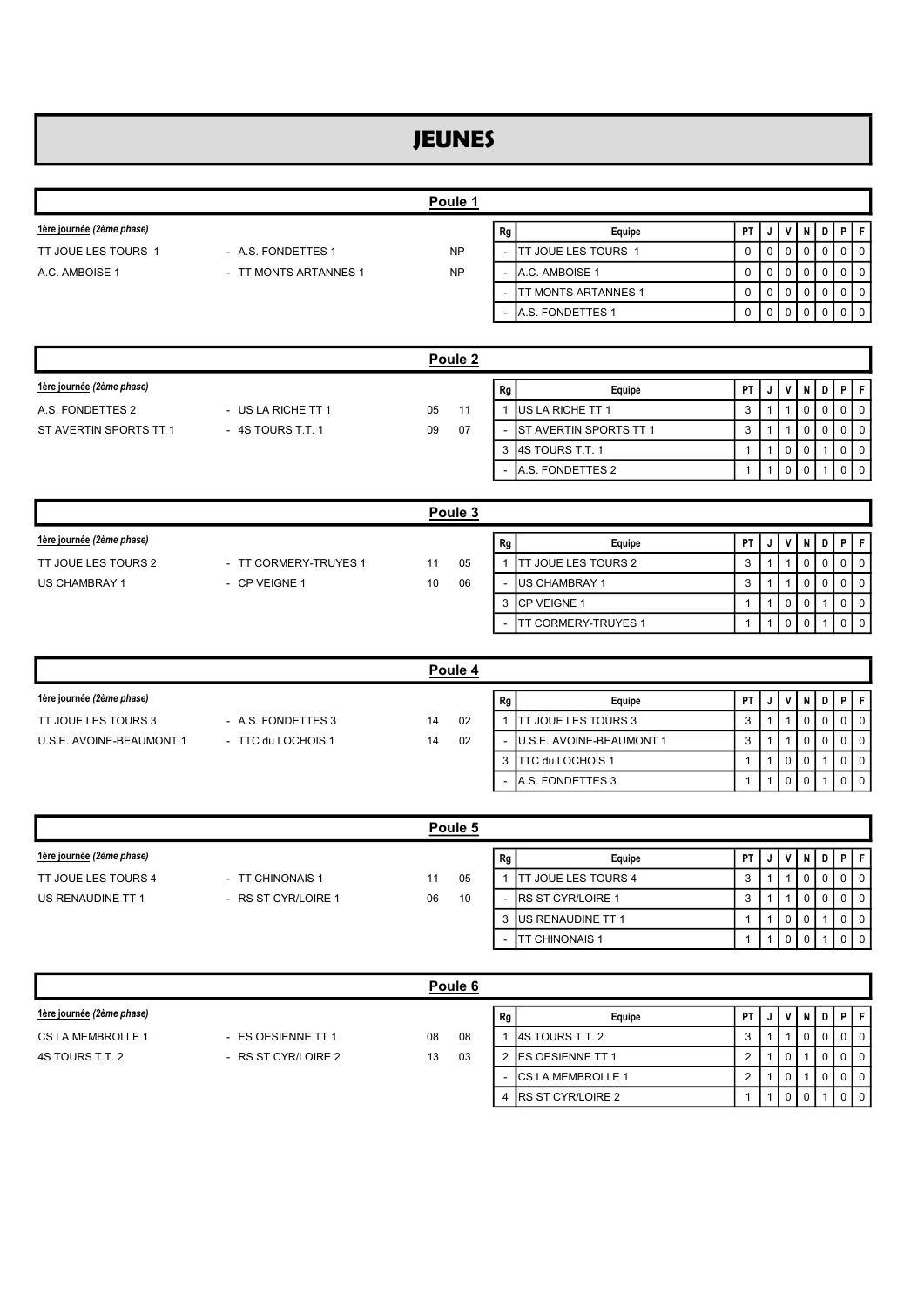# JEUNES

## Poule 1

**1ère journée** *(2ème phase)*

| | | | |
|---|---|---|---|
| TT JOUE LES TOURS 1 | - A.S. FONDETTES 1 | NP | |
| A.C. AMBOISE 1 | - TT MONTS ARTANNES 1 | NP | |

| Rg | Equipe | PT | J | V | N | D | P | F |
|---|---|---|---|---|---|---|---|---|
| - | TT JOUE LES TOURS 1 | 0 | 0 | 0 | 0 | 0 | 0 | 0 |
| - | A.C. AMBOISE 1 | 0 | 0 | 0 | 0 | 0 | 0 | 0 |
| - | TT MONTS ARTANNES 1 | 0 | 0 | 0 | 0 | 0 | 0 | 0 |
| - | A.S. FONDETTES 1 | 0 | 0 | 0 | 0 | 0 | 0 | 0 |

## Poule 2

**1ère journée** *(2ème phase)*

| | | | |
|---|---|---|---|
| A.S. FONDETTES 2 | - US LA RICHE TT 1 | 05 | 11 |
| ST AVERTIN SPORTS TT 1 | - 4S TOURS T.T. 1 | 09 | 07 |

| Rg | Equipe | PT | J | V | N | D | P | F |
|---|---|---|---|---|---|---|---|---|
| 1 | US LA RICHE TT 1 | 3 | 1 | 1 | 0 | 0 | 0 | 0 |
| - | ST AVERTIN SPORTS TT 1 | 3 | 1 | 1 | 0 | 0 | 0 | 0 |
| 3 | 4S TOURS T.T. 1 | 1 | 1 | 0 | 0 | 1 | 0 | 0 |
| - | A.S. FONDETTES 2 | 1 | 1 | 0 | 0 | 1 | 0 | 0 |

## Poule 3

**1ère journée** *(2ème phase)*

| | | | |
|---|---|---|---|
| TT JOUE LES TOURS 2 | - TT CORMERY-TRUYES 1 | 11 | 05 |
| US CHAMBRAY 1 | - CP VEIGNE 1 | 10 | 06 |

| Rg | Equipe | PT | J | V | N | D | P | F |
|---|---|---|---|---|---|---|---|---|
| 1 | TT JOUE LES TOURS 2 | 3 | 1 | 1 | 0 | 0 | 0 | 0 |
| - | US CHAMBRAY 1 | 3 | 1 | 1 | 0 | 0 | 0 | 0 |
| 3 | CP VEIGNE 1 | 1 | 1 | 0 | 0 | 1 | 0 | 0 |
| - | TT CORMERY-TRUYES 1 | 1 | 1 | 0 | 0 | 1 | 0 | 0 |

## Poule 4

**1ère journée** *(2ème phase)*

| | | | |
|---|---|---|---|
| TT JOUE LES TOURS 3 | - A.S. FONDETTES 3 | 14 | 02 |
| U.S.E. AVOINE-BEAUMONT 1 | - TTC du LOCHOIS 1 | 14 | 02 |

| Rg | Equipe | PT | J | V | N | D | P | F |
|---|---|---|---|---|---|---|---|---|
| 1 | TT JOUE LES TOURS 3 | 3 | 1 | 1 | 0 | 0 | 0 | 0 |
| - | U.S.E. AVOINE-BEAUMONT 1 | 3 | 1 | 1 | 0 | 0 | 0 | 0 |
| 3 | TTC du LOCHOIS 1 | 1 | 1 | 0 | 0 | 1 | 0 | 0 |
| - | A.S. FONDETTES 3 | 1 | 1 | 0 | 0 | 1 | 0 | 0 |

## Poule 5

**1ère journée** *(2ème phase)*

| | | | |
|---|---|---|---|
| TT JOUE LES TOURS 4 | - TT CHINONAIS 1 | 11 | 05 |
| US RENAUDINE TT 1 | - RS ST CYR/LOIRE 1 | 06 | 10 |

| Rg | Equipe | PT | J | V | N | D | P | F |
|---|---|---|---|---|---|---|---|---|
| 1 | TT JOUE LES TOURS 4 | 3 | 1 | 1 | 0 | 0 | 0 | 0 |
| - | RS ST CYR/LOIRE 1 | 3 | 1 | 1 | 0 | 0 | 0 | 0 |
| 3 | US RENAUDINE TT 1 | 1 | 1 | 0 | 0 | 1 | 0 | 0 |
| - | TT CHINONAIS 1 | 1 | 1 | 0 | 0 | 1 | 0 | 0 |

## Poule 6

**1ère journée** *(2ème phase)*

| | | | |
|---|---|---|---|
| CS LA MEMBROLLE 1 | - ES OESIENNE TT 1 | 08 | 08 |
| 4S TOURS T.T. 2 | - RS ST CYR/LOIRE 2 | 13 | 03 |

| Rg | Equipe | PT | J | V | N | D | P | F |
|---|---|---|---|---|---|---|---|---|
| 1 | 4S TOURS T.T. 2 | 3 | 1 | 1 | 0 | 0 | 0 | 0 |
| 2 | ES OESIENNE TT 1 | 2 | 1 | 0 | 1 | 0 | 0 | 0 |
| - | CS LA MEMBROLLE 1 | 2 | 1 | 0 | 1 | 0 | 0 | 0 |
| 4 | RS ST CYR/LOIRE 2 | 1 | 1 | 0 | 0 | 1 | 0 | 0 |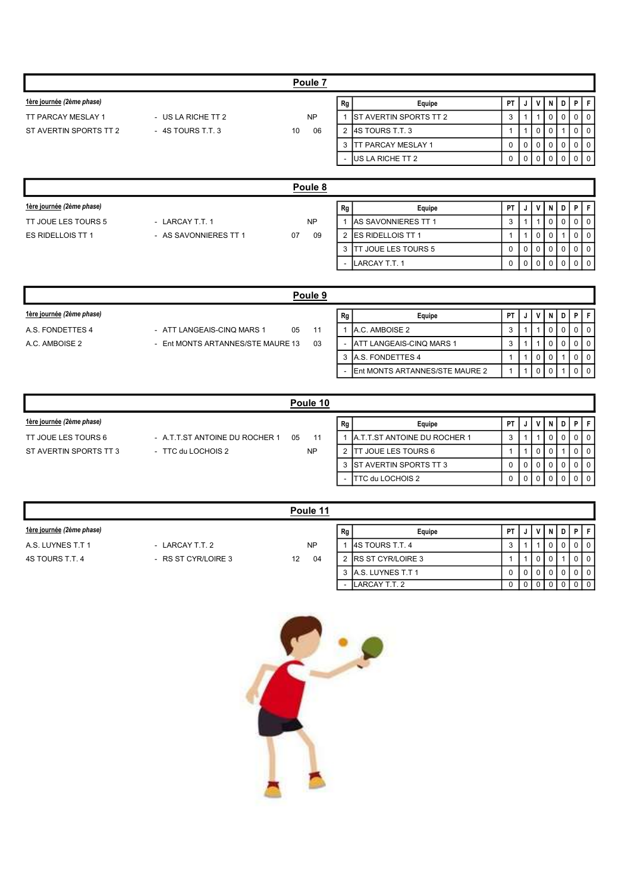## Poule 7

**1ère journée** *(2ème phase)*

| | | | |
|---|---|---|---|
| TT PARCAY MESLAY 1 | - US LA RICHE TT 2 | | NP |
| ST AVERTIN SPORTS TT 2 | - 4S TOURS T.T. 3 | 10 | 06 |

| Rg | Equipe | PT | J | V | N | D | P | F |
|---|---|---|---|---|---|---|---|---|
| 1 | ST AVERTIN SPORTS TT 2 | 3 | 1 | 1 | 0 | 0 | 0 | 0 |
| 2 | 4S TOURS T.T. 3 | 1 | 1 | 0 | 0 | 1 | 0 | 0 |
| 3 | TT PARCAY MESLAY 1 | 0 | 0 | 0 | 0 | 0 | 0 | 0 |
| - | US LA RICHE TT 2 | 0 | 0 | 0 | 0 | 0 | 0 | 0 |

## Poule 8

**1ère journée** *(2ème phase)*

| | | | |
|---|---|---|---|
| TT JOUE LES TOURS 5 | - LARCAY T.T. 1 | | NP |
| ES RIDELLOIS TT 1 | - AS SAVONNIERES TT 1 | 07 | 09 |

| Rg | Equipe | PT | J | V | N | D | P | F |
|---|---|---|---|---|---|---|---|---|
| 1 | AS SAVONNIERES TT 1 | 3 | 1 | 1 | 0 | 0 | 0 | 0 |
| 2 | ES RIDELLOIS TT 1 | 1 | 1 | 0 | 0 | 1 | 0 | 0 |
| 3 | TT JOUE LES TOURS 5 | 0 | 0 | 0 | 0 | 0 | 0 | 0 |
| - | LARCAY T.T. 1 | 0 | 0 | 0 | 0 | 0 | 0 | 0 |

## Poule 9

**1ère journée** *(2ème phase)*

| | | | |
|---|---|---|---|
| A.S. FONDETTES 4 | - ATT LANGEAIS-CINQ MARS 1 | 05 | 11 |
| A.C. AMBOISE 2 | - Ent MONTS ARTANNES/STE MAURE 2 | 13 | 03 |

| Rg | Equipe | PT | J | V | N | D | P | F |
|---|---|---|---|---|---|---|---|---|
| 1 | A.C. AMBOISE 2 | 3 | 1 | 1 | 0 | 0 | 0 | 0 |
| - | ATT LANGEAIS-CINQ MARS 1 | 3 | 1 | 1 | 0 | 0 | 0 | 0 |
| 3 | A.S. FONDETTES 4 | 1 | 1 | 0 | 0 | 1 | 0 | 0 |
| - | Ent MONTS ARTANNES/STE MAURE 2 | 1 | 1 | 0 | 0 | 1 | 0 | 0 |

## Poule 10

**1ère journée** *(2ème phase)*

| | | | |
|---|---|---|---|
| TT JOUE LES TOURS 6 | - A.T.T.ST ANTOINE DU ROCHER 1 | 05 | 11 |
| ST AVERTIN SPORTS TT 3 | - TTC du LOCHOIS 2 | | NP |

| Rg | Equipe | PT | J | V | N | D | P | F |
|---|---|---|---|---|---|---|---|---|
| 1 | A.T.T.ST ANTOINE DU ROCHER 1 | 3 | 1 | 1 | 0 | 0 | 0 | 0 |
| 2 | TT JOUE LES TOURS 6 | 1 | 1 | 0 | 0 | 1 | 0 | 0 |
| 3 | ST AVERTIN SPORTS TT 3 | 0 | 0 | 0 | 0 | 0 | 0 | 0 |
| - | TTC du LOCHOIS 2 | 0 | 0 | 0 | 0 | 0 | 0 | 0 |

## Poule 11

**1ère journée** *(2ème phase)*

| | | | |
|---|---|---|---|
| A.S. LUYNES T.T 1 | - LARCAY T.T. 2 | | NP |
| 4S TOURS T.T. 4 | - RS ST CYR/LOIRE 3 | 12 | 04 |

| Rg | Equipe | PT | J | V | N | D | P | F |
|---|---|---|---|---|---|---|---|---|
| 1 | 4S TOURS T.T. 4 | 3 | 1 | 1 | 0 | 0 | 0 | 0 |
| 2 | RS ST CYR/LOIRE 3 | 1 | 1 | 0 | 0 | 1 | 0 | 0 |
| 3 | A.S. LUYNES T.T 1 | 0 | 0 | 0 | 0 | 0 | 0 | 0 |
| - | LARCAY T.T. 2 | 0 | 0 | 0 | 0 | 0 | 0 | 0 |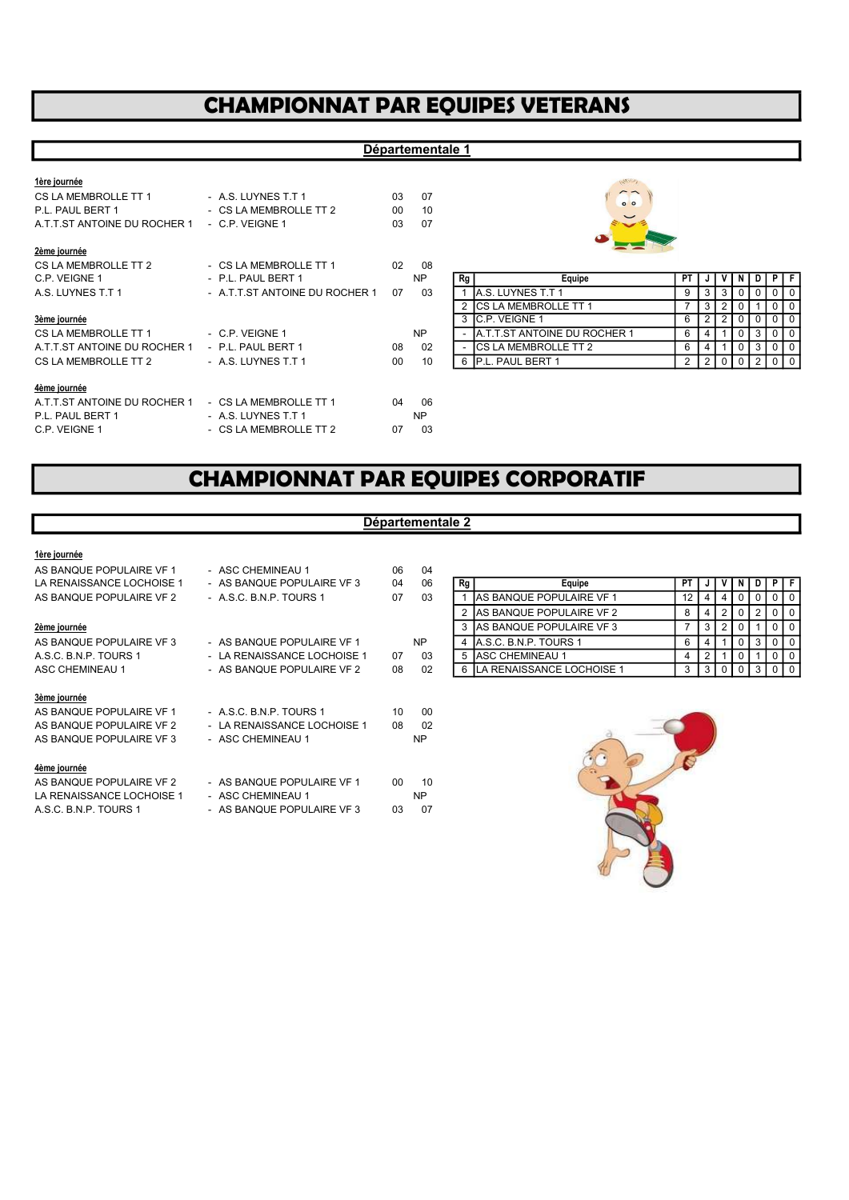# CHAMPIONNAT PAR EQUIPES VETERANS

## Départementale 1

**1ère journée**

| | | | |
|---|---|---|---|
| CS LA MEMBROLLE TT 1 | - A.S. LUYNES T.T 1 | 03 | 07 |
| P.L. PAUL BERT 1 | - CS LA MEMBROLLE TT 2 | 00 | 10 |
| A.T.T.ST ANTOINE DU ROCHER 1 | - C.P. VEIGNE 1 | 03 | 07 |

**2ème journée**

| | | | |
|---|---|---|---|
| CS LA MEMBROLLE TT 2 | - CS LA MEMBROLLE TT 1 | 02 | 08 |
| C.P. VEIGNE 1 | - P.L. PAUL BERT 1 | | NP |
| A.S. LUYNES T.T 1 | - A.T.T.ST ANTOINE DU ROCHER 1 | 07 | 03 |

**3ème journée**

| | | | |
|---|---|---|---|
| CS LA MEMBROLLE TT 1 | - C.P. VEIGNE 1 | | NP |
| A.T.T.ST ANTOINE DU ROCHER 1 | - P.L. PAUL BERT 1 | 08 | 02 |
| CS LA MEMBROLLE TT 2 | - A.S. LUYNES T.T 1 | 00 | 10 |

**4ème journée**

| | | | |
|---|---|---|---|
| A.T.T.ST ANTOINE DU ROCHER 1 | - CS LA MEMBROLLE TT 1 | 04 | 06 |
| P.L. PAUL BERT 1 | - A.S. LUYNES T.T 1 | | NP |
| C.P. VEIGNE 1 | - CS LA MEMBROLLE TT 2 | 07 | 03 |

| Rg | Equipe | PT | J | V | N | D | P | F |
|---|---|---|---|---|---|---|---|---|
| 1 | A.S. LUYNES T.T 1 | 9 | 3 | 3 | 0 | 0 | 0 | 0 |
| 2 | CS LA MEMBROLLE TT 1 | 7 | 3 | 2 | 0 | 1 | 0 | 0 |
| 3 | C.P. VEIGNE 1 | 6 | 2 | 2 | 0 | 0 | 0 | 0 |
| - | A.T.T.ST ANTOINE DU ROCHER 1 | 6 | 4 | 1 | 0 | 3 | 0 | 0 |
| - | CS LA MEMBROLLE TT 2 | 6 | 4 | 1 | 0 | 3 | 0 | 0 |
| 6 | P.L. PAUL BERT 1 | 2 | 2 | 0 | 0 | 2 | 0 | 0 |

# CHAMPIONNAT PAR EQUIPES CORPORATIF

## Départementale 2

**1ère journée**

| | | | |
|---|---|---|---|
| AS BANQUE POPULAIRE VF 1 | - ASC CHEMINEAU 1 | 06 | 04 |
| LA RENAISSANCE LOCHOISE 1 | - AS BANQUE POPULAIRE VF 3 | 04 | 06 |
| AS BANQUE POPULAIRE VF 2 | - A.S.C. B.N.P. TOURS 1 | 07 | 03 |

**2ème journée**

| | | | |
|---|---|---|---|
| AS BANQUE POPULAIRE VF 3 | - AS BANQUE POPULAIRE VF 1 | | NP |
| A.S.C. B.N.P. TOURS 1 | - LA RENAISSANCE LOCHOISE 1 | 07 | 03 |
| ASC CHEMINEAU 1 | - AS BANQUE POPULAIRE VF 2 | 08 | 02 |

**3ème journée**

| | | | |
|---|---|---|---|
| AS BANQUE POPULAIRE VF 1 | - A.S.C. B.N.P. TOURS 1 | 10 | 00 |
| AS BANQUE POPULAIRE VF 2 | - LA RENAISSANCE LOCHOISE 1 | 08 | 02 |
| AS BANQUE POPULAIRE VF 3 | - ASC CHEMINEAU 1 | | NP |

**4ème journée**

| | | | |
|---|---|---|---|
| AS BANQUE POPULAIRE VF 2 | - AS BANQUE POPULAIRE VF 1 | 00 | 10 |
| LA RENAISSANCE LOCHOISE 1 | - ASC CHEMINEAU 1 | | NP |
| A.S.C. B.N.P. TOURS 1 | - AS BANQUE POPULAIRE VF 3 | 03 | 07 |

| Rg | Equipe | PT | J | V | N | D | P | F |
|---|---|---|---|---|---|---|---|---|
| 1 | AS BANQUE POPULAIRE VF 1 | 12 | 4 | 4 | 0 | 0 | 0 | 0 |
| 2 | AS BANQUE POPULAIRE VF 2 | 8 | 4 | 2 | 0 | 2 | 0 | 0 |
| 3 | AS BANQUE POPULAIRE VF 3 | 7 | 3 | 2 | 0 | 1 | 0 | 0 |
| 4 | A.S.C. B.N.P. TOURS 1 | 6 | 4 | 1 | 0 | 3 | 0 | 0 |
| 5 | ASC CHEMINEAU 1 | 4 | 2 | 1 | 0 | 1 | 0 | 0 |
| 6 | LA RENAISSANCE LOCHOISE 1 | 3 | 3 | 0 | 0 | 3 | 0 | 0 |